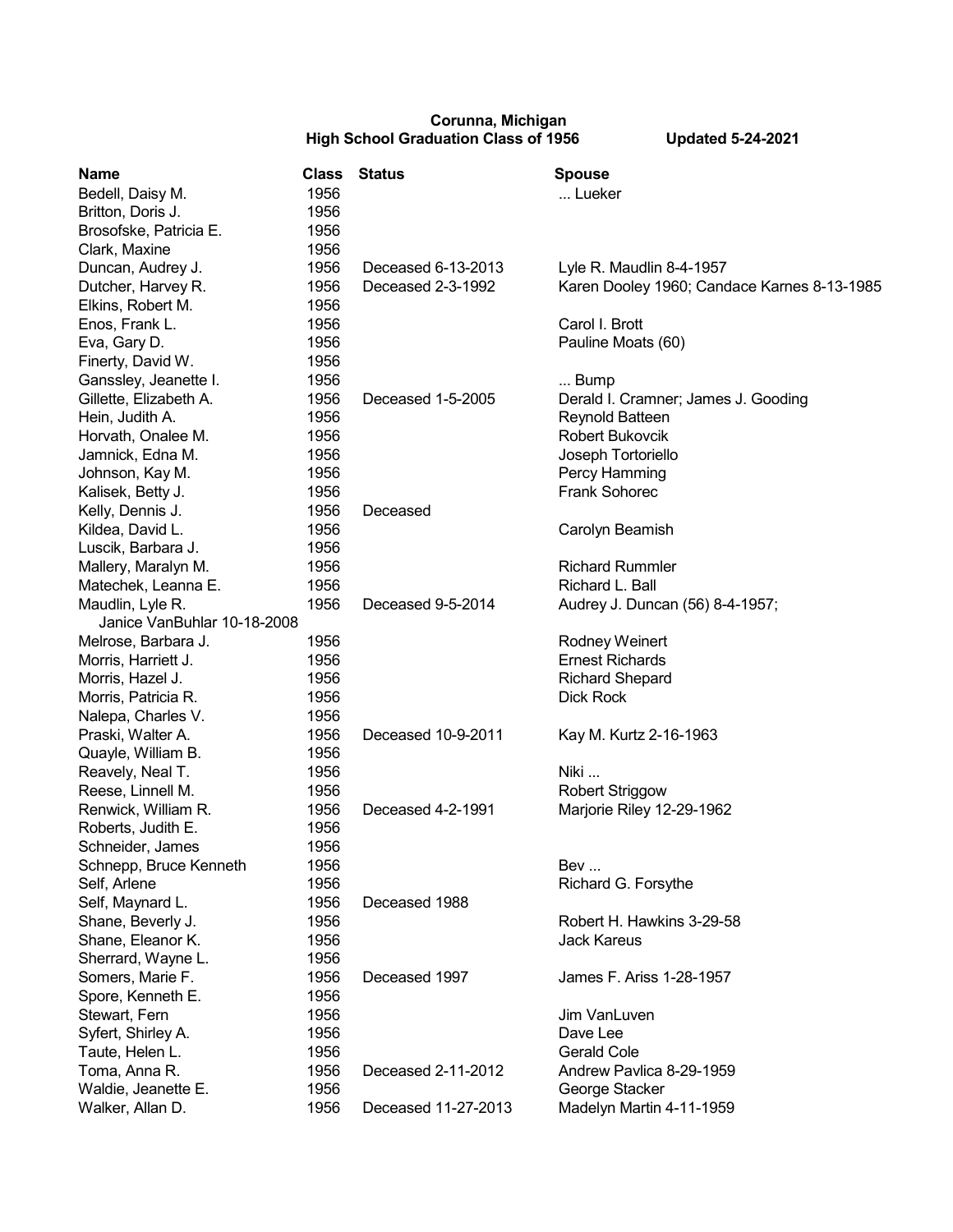**Corunna, Michigan**
**High School Graduation Class of 1956** **Updated 5-24-2021**

| Name | Class | Status | Spouse |
|---|---|---|---|
| Bedell, Daisy M. | 1956 | | ... Lueker |
| Britton, Doris J. | 1956 | | |
| Brosofske, Patricia E. | 1956 | | |
| Clark, Maxine | 1956 | | |
| Duncan, Audrey J. | 1956 | Deceased 6-13-2013 | Lyle R. Maudlin 8-4-1957 |
| Dutcher, Harvey R. | 1956 | Deceased 2-3-1992 | Karen Dooley 1960; Candace Karnes 8-13-1985 |
| Elkins, Robert M. | 1956 | | |
| Enos, Frank L. | 1956 | | Carol I. Brott |
| Eva, Gary D. | 1956 | | Pauline Moats (60) |
| Finerty, David W. | 1956 | | |
| Ganssley, Jeanette I. | 1956 | | ... Bump |
| Gillette, Elizabeth A. | 1956 | Deceased 1-5-2005 | Derald I. Cramner; James J. Gooding |
| Hein, Judith A. | 1956 | | Reynold Batteen |
| Horvath, Onalee M. | 1956 | | Robert Bukovcik |
| Jamnick, Edna M. | 1956 | | Joseph Tortoriello |
| Johnson, Kay M. | 1956 | | Percy Hamming |
| Kalisek, Betty J. | 1956 | | Frank Sohorec |
| Kelly, Dennis J. | 1956 | Deceased | |
| Kildea, David L. | 1956 | | Carolyn Beamish |
| Luscik, Barbara J. | 1956 | | |
| Mallery, Maralyn M. | 1956 | | Richard Rummler |
| Matechek, Leanna E. | 1956 | | Richard L. Ball |
| Maudlin, Lyle R. | 1956 | Deceased 9-5-2014 | Audrey J. Duncan (56) 8-4-1957; Janice VanBuhlar 10-18-2008 |
| Melrose, Barbara J. | 1956 | | Rodney Weinert |
| Morris, Harriett J. | 1956 | | Ernest Richards |
| Morris, Hazel J. | 1956 | | Richard Shepard |
| Morris, Patricia R. | 1956 | | Dick Rock |
| Nalepa, Charles V. | 1956 | | |
| Praski, Walter A. | 1956 | Deceased 10-9-2011 | Kay M. Kurtz 2-16-1963 |
| Quayle, William B. | 1956 | | |
| Reavely, Neal T. | 1956 | | Niki ... |
| Reese, Linnell M. | 1956 | | Robert Striggow |
| Renwick, William R. | 1956 | Deceased 4-2-1991 | Marjorie Riley 12-29-1962 |
| Roberts, Judith E. | 1956 | | |
| Schneider, James | 1956 | | |
| Schnepp, Bruce Kenneth | 1956 | | Bev ... |
| Self, Arlene | 1956 | | Richard G. Forsythe |
| Self, Maynard L. | 1956 | Deceased 1988 | |
| Shane, Beverly J. | 1956 | | Robert H. Hawkins 3-29-58 |
| Shane, Eleanor K. | 1956 | | Jack Kareus |
| Sherrard, Wayne L. | 1956 | | |
| Somers, Marie F. | 1956 | Deceased 1997 | James F. Ariss 1-28-1957 |
| Spore, Kenneth E. | 1956 | | |
| Stewart, Fern | 1956 | | Jim VanLuven |
| Syfert, Shirley A. | 1956 | | Dave Lee |
| Taute, Helen L. | 1956 | | Gerald Cole |
| Toma, Anna R. | 1956 | Deceased 2-11-2012 | Andrew Pavlica 8-29-1959 |
| Waldie, Jeanette E. | 1956 | | George Stacker |
| Walker, Allan D. | 1956 | Deceased 11-27-2013 | Madelyn Martin 4-11-1959 |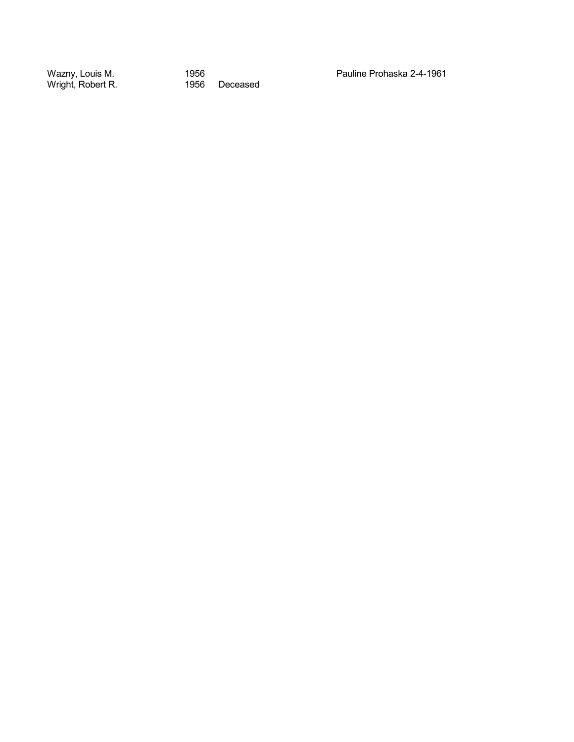| | | | |
|---|---|---|---|
| Wazny, Louis M. | 1956 | | Pauline Prohaska 2-4-1961 |
| Wright, Robert R. | 1956 | Deceased | |